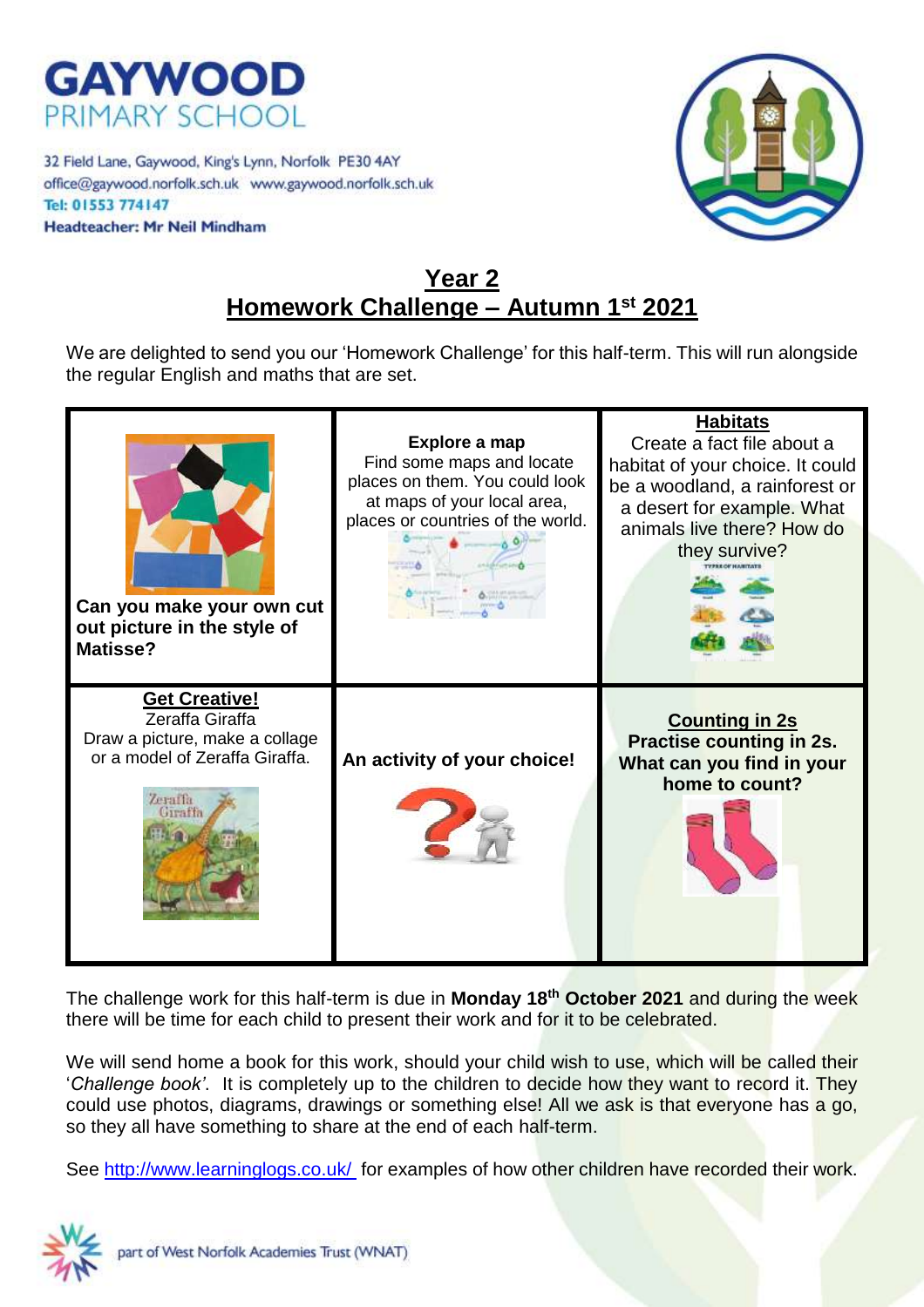# GAYWOOD
PRIMARY SCHOOL

32 Field Lane, Gaywood, King's Lynn, Norfolk PE30 4AY
office@gaywood.norfolk.sch.uk www.gaywood.norfolk.sch.uk
**Tel: 01553 774147**
**Headteacher: Mr Neil Mindham**

## Year 2
## Homework Challenge – Autumn 1st 2021

We are delighted to send you our 'Homework Challenge' for this half-term. This will run alongside the regular English and maths that are set.

| | | |
|---|---|---|
| **Can you make your own cut out picture in the style of Matisse?** | **Explore a map** Find some maps and locate places on them. You could look at maps of your local area, places or countries of the world. | **Habitats** Create a fact file about a habitat of your choice. It could be a woodland, a rainforest or a desert for example. What animals live there? How do they survive? |
| **Get Creative!** Zeraffa Giraffa Draw a picture, make a collage or a model of Zeraffa Giraffa. | **An activity of your choice!** | **Counting in 2s** **Practise counting in 2s. What can you find in your home to count?** |

The challenge work for this half-term is due in **Monday 18th October 2021** and during the week there will be time for each child to present their work and for it to be celebrated.

We will send home a book for this work, should your child wish to use, which will be called their '*Challenge book'*. It is completely up to the children to decide how they want to record it. They could use photos, diagrams, drawings or something else! All we ask is that everyone has a go, so they all have something to share at the end of each half-term.

See http://www.learninglogs.co.uk/ for examples of how other children have recorded their work.

part of West Norfolk Academies Trust (WNAT)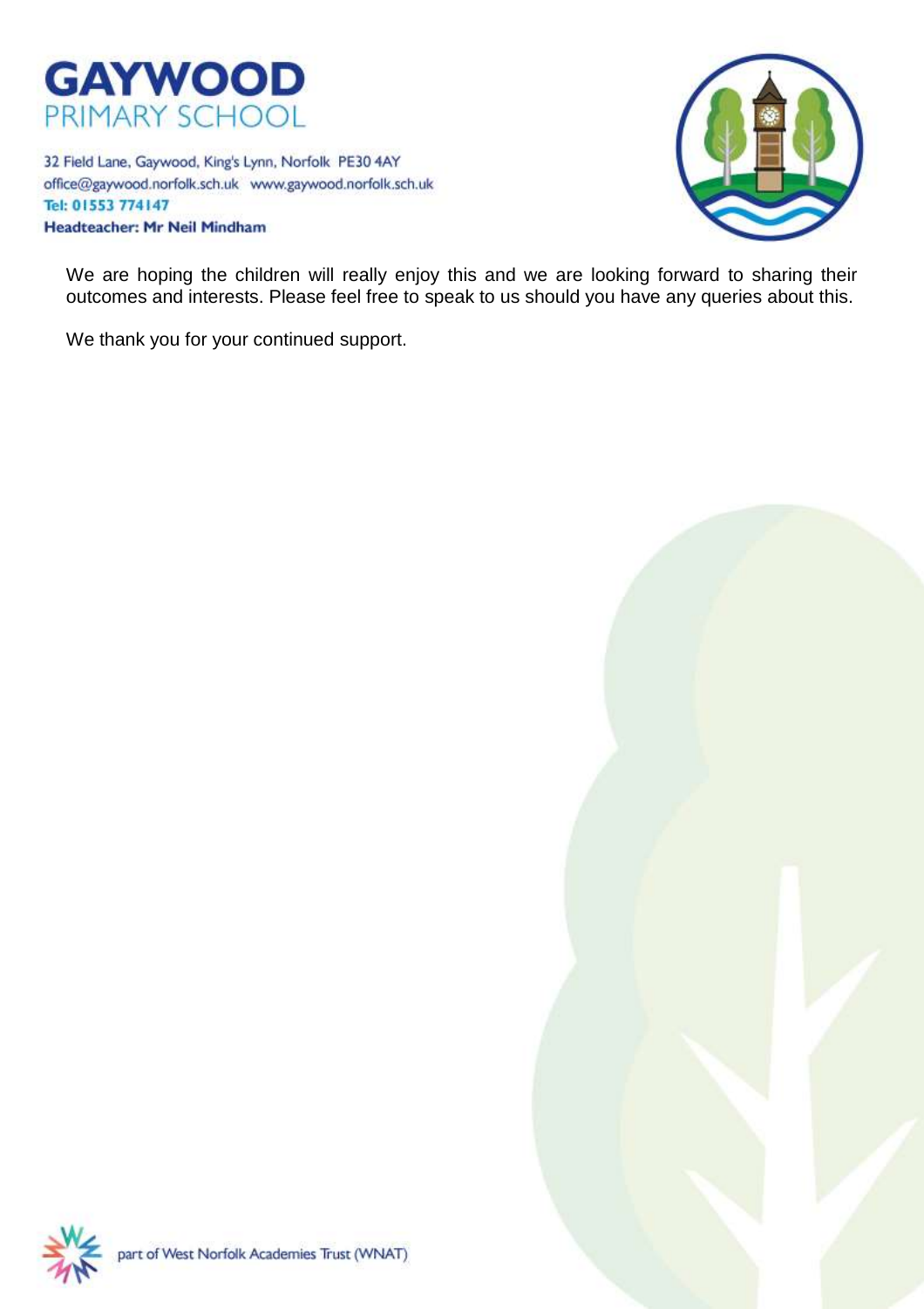We are hoping the children will really enjoy this and we are looking forward to sharing their outcomes and interests. Please feel free to speak to us should you have any queries about this.

We thank you for your continued support.